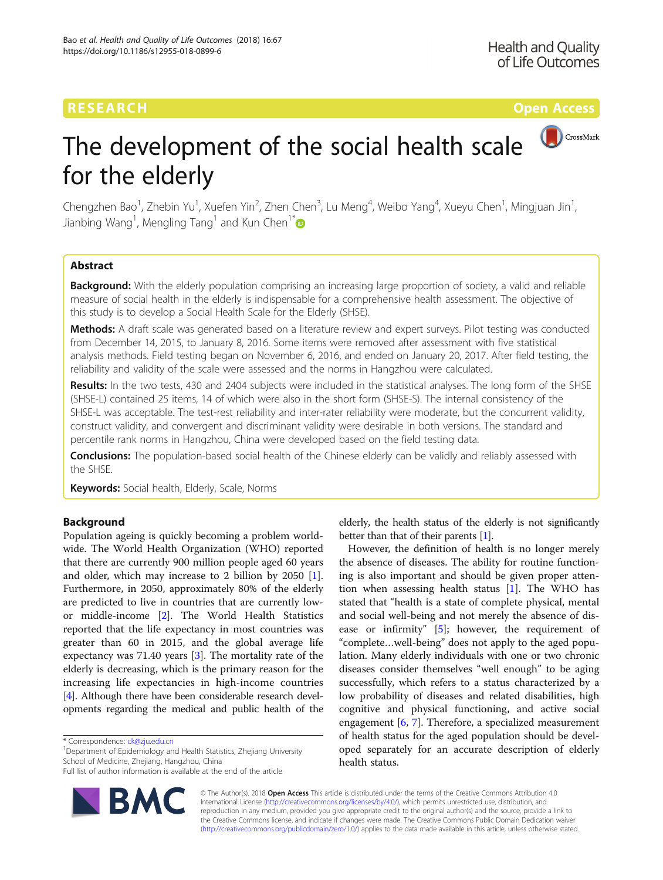RESEARCH

Open Access

# The development of the social health scale for the elderly

Chengzhen Bao[1], Zhebin Yu[1], Xuefen Yin[2], Zhen Chen[3], Lu Meng[4], Weibo Yang[4], Xueyu Chen[1], Mingjuan Jin[1], Jianbing Wang[1], Mengling Tang[1] and Kun Chen[1*]

## Abstract

**Background:** With the elderly population comprising an increasing large proportion of society, a valid and reliable measure of social health in the elderly is indispensable for a comprehensive health assessment. The objective of this study is to develop a Social Health Scale for the Elderly (SHSE).

**Methods:** A draft scale was generated based on a literature review and expert surveys. Pilot testing was conducted from December 14, 2015, to January 8, 2016. Some items were removed after assessment with five statistical analysis methods. Field testing began on November 6, 2016, and ended on January 20, 2017. After field testing, the reliability and validity of the scale were assessed and the norms in Hangzhou were calculated.

**Results:** In the two tests, 430 and 2404 subjects were included in the statistical analyses. The long form of the SHSE (SHSE-L) contained 25 items, 14 of which were also in the short form (SHSE-S). The internal consistency of the SHSE-L was acceptable. The test-rest reliability and inter-rater reliability were moderate, but the concurrent validity, construct validity, and convergent and discriminant validity were desirable in both versions. The standard and percentile rank norms in Hangzhou, China were developed based on the field testing data.

**Conclusions:** The population-based social health of the Chinese elderly can be validly and reliably assessed with the SHSE.

**Keywords:** Social health, Elderly, Scale, Norms

## Background

Population ageing is quickly becoming a problem worldwide. The World Health Organization (WHO) reported that there are currently 900 million people aged 60 years and older, which may increase to 2 billion by 2050 [1]. Furthermore, in 2050, approximately 80% of the elderly are predicted to live in countries that are currently low- or middle-income [2]. The World Health Statistics reported that the life expectancy in most countries was greater than 60 in 2015, and the global average life expectancy was 71.40 years [3]. The mortality rate of the elderly is decreasing, which is the primary reason for the increasing life expectancies in high-income countries [4]. Although there have been considerable research developments regarding the medical and public health of the elderly, the health status of the elderly is not significantly better than that of their parents [1].

However, the definition of health is no longer merely the absence of diseases. The ability for routine functioning is also important and should be given proper attention when assessing health status [1]. The WHO has stated that "health is a state of complete physical, mental and social well-being and not merely the absence of disease or infirmity" [5]; however, the requirement of "complete…well-being" does not apply to the aged population. Many elderly individuals with one or two chronic diseases consider themselves "well enough" to be aging successfully, which refers to a status characterized by a low probability of diseases and related disabilities, high cognitive and physical functioning, and active social engagement [6, 7]. Therefore, a specialized measurement of health status for the aged population should be developed separately for an accurate description of elderly health status.

* Correspondence: ck@zju.edu.cn
[1]Department of Epidemiology and Health Statistics, Zhejiang University School of Medicine, Zhejiang, Hangzhou, China
Full list of author information is available at the end of the article

© The Author(s). 2018 **Open Access** This article is distributed under the terms of the Creative Commons Attribution 4.0 International License (http://creativecommons.org/licenses/by/4.0/), which permits unrestricted use, distribution, and reproduction in any medium, provided you give appropriate credit to the original author(s) and the source, provide a link to the Creative Commons license, and indicate if changes were made. The Creative Commons Public Domain Dedication waiver (http://creativecommons.org/publicdomain/zero/1.0/) applies to the data made available in this article, unless otherwise stated.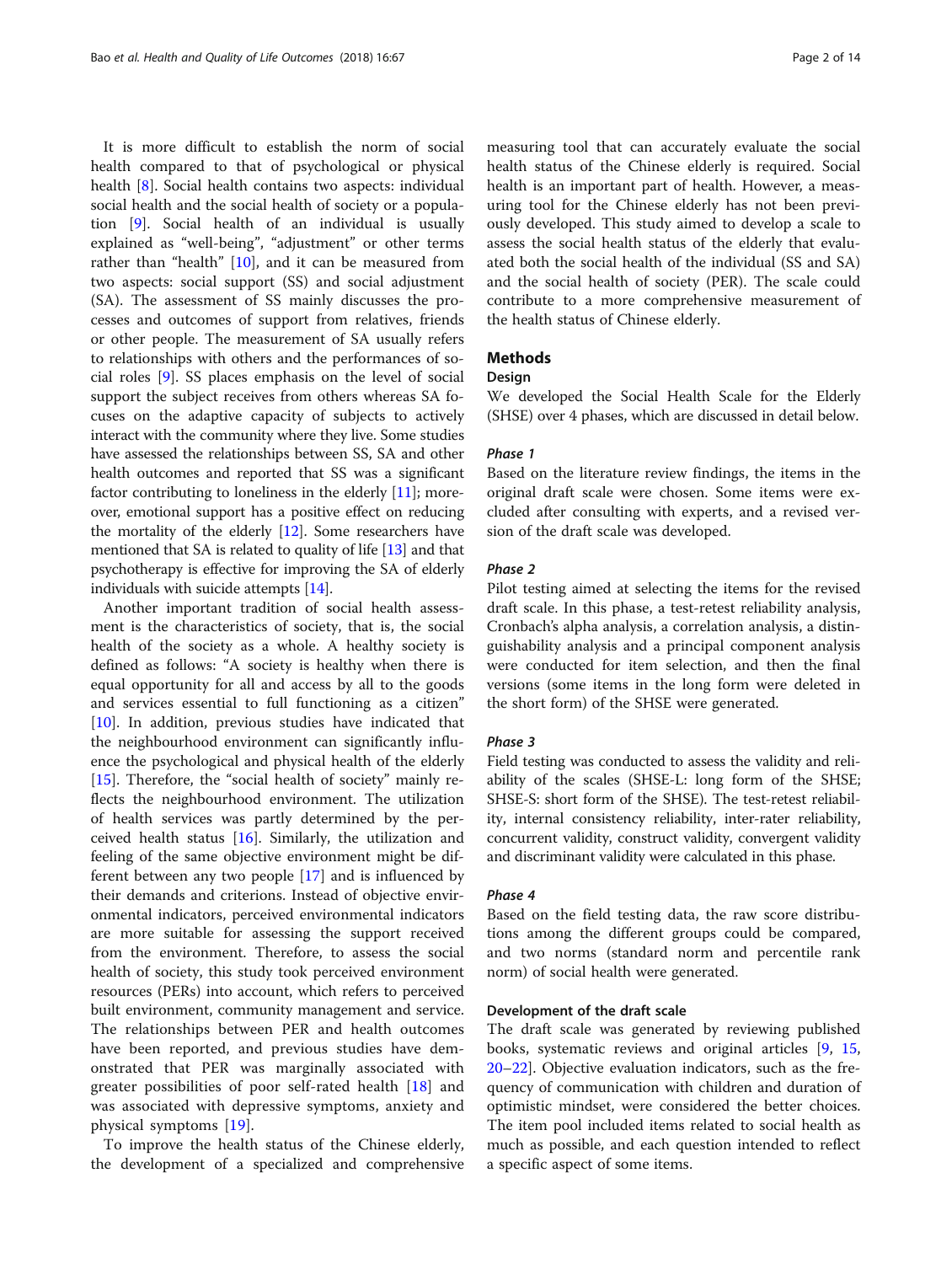It is more difficult to establish the norm of social health compared to that of psychological or physical health [8]. Social health contains two aspects: individual social health and the social health of society or a population [9]. Social health of an individual is usually explained as "well-being", "adjustment" or other terms rather than "health" [10], and it can be measured from two aspects: social support (SS) and social adjustment (SA). The assessment of SS mainly discusses the processes and outcomes of support from relatives, friends or other people. The measurement of SA usually refers to relationships with others and the performances of social roles [9]. SS places emphasis on the level of social support the subject receives from others whereas SA focuses on the adaptive capacity of subjects to actively interact with the community where they live. Some studies have assessed the relationships between SS, SA and other health outcomes and reported that SS was a significant factor contributing to loneliness in the elderly [11]; moreover, emotional support has a positive effect on reducing the mortality of the elderly [12]. Some researchers have mentioned that SA is related to quality of life [13] and that psychotherapy is effective for improving the SA of elderly individuals with suicide attempts [14].

Another important tradition of social health assessment is the characteristics of society, that is, the social health of the society as a whole. A healthy society is defined as follows: "A society is healthy when there is equal opportunity for all and access by all to the goods and services essential to full functioning as a citizen" [10]. In addition, previous studies have indicated that the neighbourhood environment can significantly influence the psychological and physical health of the elderly [15]. Therefore, the "social health of society" mainly reflects the neighbourhood environment. The utilization of health services was partly determined by the perceived health status [16]. Similarly, the utilization and feeling of the same objective environment might be different between any two people [17] and is influenced by their demands and criterions. Instead of objective environmental indicators, perceived environmental indicators are more suitable for assessing the support received from the environment. Therefore, to assess the social health of society, this study took perceived environment resources (PERs) into account, which refers to perceived built environment, community management and service. The relationships between PER and health outcomes have been reported, and previous studies have demonstrated that PER was marginally associated with greater possibilities of poor self-rated health [18] and was associated with depressive symptoms, anxiety and physical symptoms [19].

To improve the health status of the Chinese elderly, the development of a specialized and comprehensive measuring tool that can accurately evaluate the social health status of the Chinese elderly is required. Social health is an important part of health. However, a measuring tool for the Chinese elderly has not been previously developed. This study aimed to develop a scale to assess the social health status of the elderly that evaluated both the social health of the individual (SS and SA) and the social health of society (PER). The scale could contribute to a more comprehensive measurement of the health status of Chinese elderly.

## Methods

### Design

We developed the Social Health Scale for the Elderly (SHSE) over 4 phases, which are discussed in detail below.

#### *Phase 1*

Based on the literature review findings, the items in the original draft scale were chosen. Some items were excluded after consulting with experts, and a revised version of the draft scale was developed.

#### *Phase 2*

Pilot testing aimed at selecting the items for the revised draft scale. In this phase, a test-retest reliability analysis, Cronbach's alpha analysis, a correlation analysis, a distinguishability analysis and a principal component analysis were conducted for item selection, and then the final versions (some items in the long form were deleted in the short form) of the SHSE were generated.

#### *Phase 3*

Field testing was conducted to assess the validity and reliability of the scales (SHSE-L: long form of the SHSE; SHSE-S: short form of the SHSE). The test-retest reliability, internal consistency reliability, inter-rater reliability, concurrent validity, construct validity, convergent validity and discriminant validity were calculated in this phase.

#### *Phase 4*

Based on the field testing data, the raw score distributions among the different groups could be compared, and two norms (standard norm and percentile rank norm) of social health were generated.

### Development of the draft scale

The draft scale was generated by reviewing published books, systematic reviews and original articles [9, 15, 20–22]. Objective evaluation indicators, such as the frequency of communication with children and duration of optimistic mindset, were considered the better choices. The item pool included items related to social health as much as possible, and each question intended to reflect a specific aspect of some items.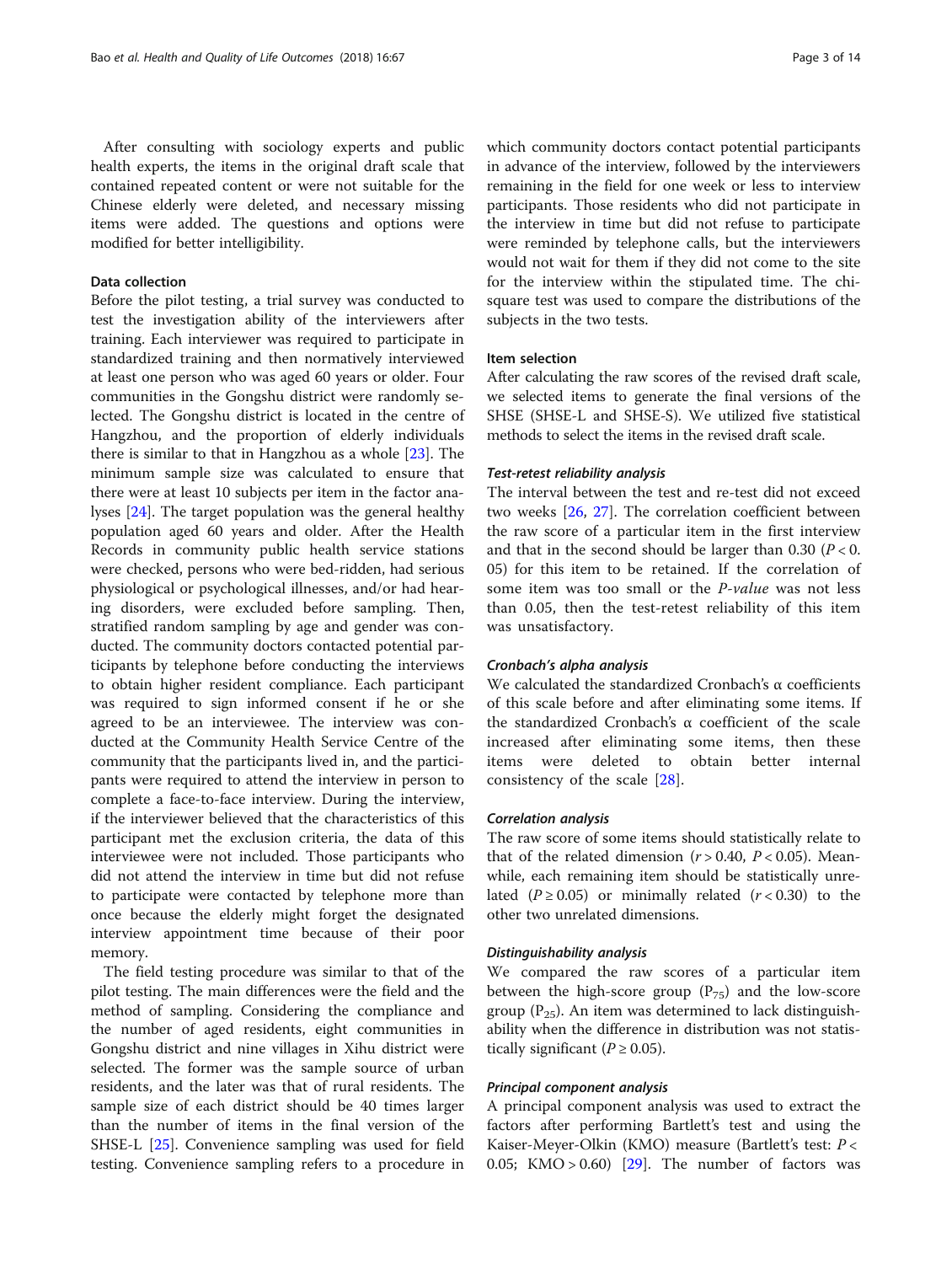After consulting with sociology experts and public health experts, the items in the original draft scale that contained repeated content or were not suitable for the Chinese elderly were deleted, and necessary missing items were added. The questions and options were modified for better intelligibility.

### Data collection

Before the pilot testing, a trial survey was conducted to test the investigation ability of the interviewers after training. Each interviewer was required to participate in standardized training and then normatively interviewed at least one person who was aged 60 years or older. Four communities in the Gongshu district were randomly selected. The Gongshu district is located in the centre of Hangzhou, and the proportion of elderly individuals there is similar to that in Hangzhou as a whole [23]. The minimum sample size was calculated to ensure that there were at least 10 subjects per item in the factor analyses [24]. The target population was the general healthy population aged 60 years and older. After the Health Records in community public health service stations were checked, persons who were bed-ridden, had serious physiological or psychological illnesses, and/or had hearing disorders, were excluded before sampling. Then, stratified random sampling by age and gender was conducted. The community doctors contacted potential participants by telephone before conducting the interviews to obtain higher resident compliance. Each participant was required to sign informed consent if he or she agreed to be an interviewee. The interview was conducted at the Community Health Service Centre of the community that the participants lived in, and the participants were required to attend the interview in person to complete a face-to-face interview. During the interview, if the interviewer believed that the characteristics of this participant met the exclusion criteria, the data of this interviewee were not included. Those participants who did not attend the interview in time but did not refuse to participate were contacted by telephone more than once because the elderly might forget the designated interview appointment time because of their poor memory.

The field testing procedure was similar to that of the pilot testing. The main differences were the field and the method of sampling. Considering the compliance and the number of aged residents, eight communities in Gongshu district and nine villages in Xihu district were selected. The former was the sample source of urban residents, and the later was that of rural residents. The sample size of each district should be 40 times larger than the number of items in the final version of the SHSE-L [25]. Convenience sampling was used for field testing. Convenience sampling refers to a procedure in which community doctors contact potential participants in advance of the interview, followed by the interviewers remaining in the field for one week or less to interview participants. Those residents who did not participate in the interview in time but did not refuse to participate were reminded by telephone calls, but the interviewers would not wait for them if they did not come to the site for the interview within the stipulated time. The chi-square test was used to compare the distributions of the subjects in the two tests.

### Item selection

After calculating the raw scores of the revised draft scale, we selected items to generate the final versions of the SHSE (SHSE-L and SHSE-S). We utilized five statistical methods to select the items in the revised draft scale.

#### *Test-retest reliability analysis*

The interval between the test and re-test did not exceed two weeks [26, 27]. The correlation coefficient between the raw score of a particular item in the first interview and that in the second should be larger than 0.30 ($P < 0.05$) for this item to be retained. If the correlation of some item was too small or the *P-value* was not less than 0.05, then the test-retest reliability of this item was unsatisfactory.

#### *Cronbach's alpha analysis*

We calculated the standardized Cronbach's α coefficients of this scale before and after eliminating some items. If the standardized Cronbach's α coefficient of the scale increased after eliminating some items, then these items were deleted to obtain better internal consistency of the scale [28].

#### *Correlation analysis*

The raw score of some items should statistically relate to that of the related dimension ($r > 0.40$, $P < 0.05$). Meanwhile, each remaining item should be statistically unrelated ($P \geq 0.05$) or minimally related ($r < 0.30$) to the other two unrelated dimensions.

#### *Distinguishability analysis*

We compared the raw scores of a particular item between the high-score group ($P_{75}$) and the low-score group ($P_{25}$). An item was determined to lack distinguishability when the difference in distribution was not statistically significant ($P \geq 0.05$).

#### *Principal component analysis*

A principal component analysis was used to extract the factors after performing Bartlett's test and using the Kaiser-Meyer-Olkin (KMO) measure (Bartlett's test: $P < 0.05$; KMO > 0.60) [29]. The number of factors was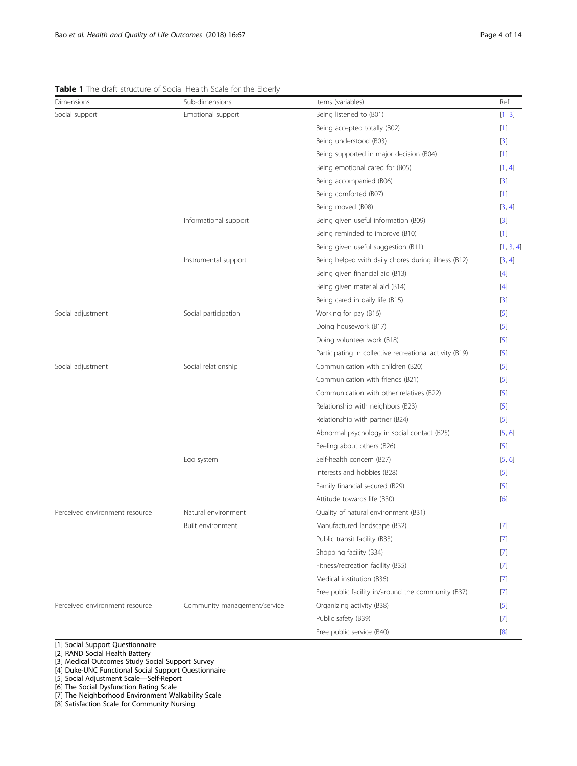**Table 1** The draft structure of Social Health Scale for the Elderly

| Dimensions | Sub-dimensions | Items (variables) | Ref. |
| --- | --- | --- | --- |
| Social support | Emotional support | Being listened to (B01) | [1–3] |
| | | Being accepted totally (B02) | [1] |
| | | Being understood (B03) | [3] |
| | | Being supported in major decision (B04) | [1] |
| | | Being emotional cared for (B05) | [1, 4] |
| | | Being accompanied (B06) | [3] |
| | | Being comforted (B07) | [1] |
| | | Being moved (B08) | [3, 4] |
| | Informational support | Being given useful information (B09) | [3] |
| | | Being reminded to improve (B10) | [1] |
| | | Being given useful suggestion (B11) | [1, 3, 4] |
| | Instrumental support | Being helped with daily chores during illness (B12) | [3, 4] |
| | | Being given financial aid (B13) | [4] |
| | | Being given material aid (B14) | [4] |
| | | Being cared in daily life (B15) | [3] |
| Social adjustment | Social participation | Working for pay (B16) | [5] |
| | | Doing housework (B17) | [5] |
| | | Doing volunteer work (B18) | [5] |
| | | Participating in collective recreational activity (B19) | [5] |
| Social adjustment | Social relationship | Communication with children (B20) | [5] |
| | | Communication with friends (B21) | [5] |
| | | Communication with other relatives (B22) | [5] |
| | | Relationship with neighbors (B23) | [5] |
| | | Relationship with partner (B24) | [5] |
| | | Abnormal psychology in social contact (B25) | [5, 6] |
| | | Feeling about others (B26) | [5] |
| | Ego system | Self-health concern (B27) | [5, 6] |
| | | Interests and hobbies (B28) | [5] |
| | | Family financial secured (B29) | [5] |
| | | Attitude towards life (B30) | [6] |
| Perceived environment resource | Natural environment | Quality of natural environment (B31) | |
| | Built environment | Manufactured landscape (B32) | [7] |
| | | Public transit facility (B33) | [7] |
| | | Shopping facility (B34) | [7] |
| | | Fitness/recreation facility (B35) | [7] |
| | | Medical institution (B36) | [7] |
| | | Free public facility in/around the community (B37) | [7] |
| Perceived environment resource | Community management/service | Organizing activity (B38) | [5] |
| | | Public safety (B39) | [7] |
| | | Free public service (B40) | [8] |

[1] Social Support Questionnaire
[2] RAND Social Health Battery
[3] Medical Outcomes Study Social Support Survey
[4] Duke-UNC Functional Social Support Questionnaire
[5] Social Adjustment Scale—Self-Report
[6] The Social Dysfunction Rating Scale
[7] The Neighborhood Environment Walkability Scale
[8] Satisfaction Scale for Community Nursing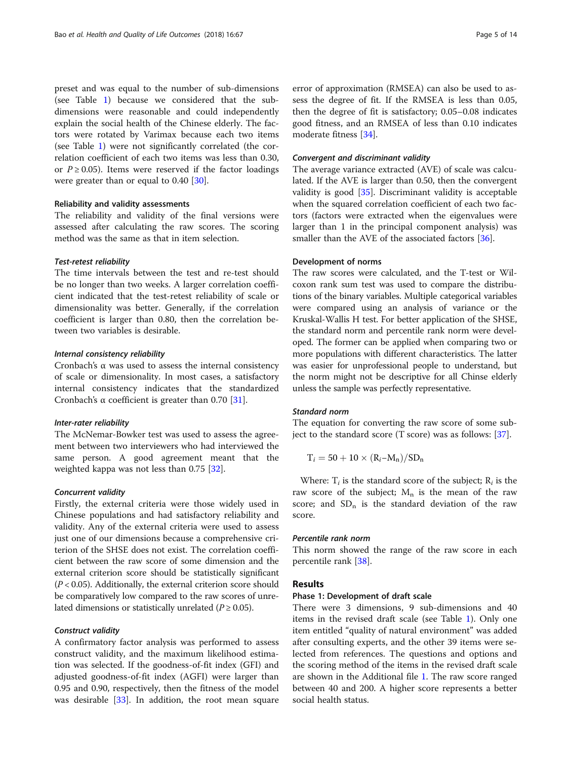preset and was equal to the number of sub-dimensions (see Table 1) because we considered that the sub-dimensions were reasonable and could independently explain the social health of the Chinese elderly. The factors were rotated by Varimax because each two items (see Table 1) were not significantly correlated (the correlation coefficient of each two items was less than 0.30, or $P \geq 0.05$). Items were reserved if the factor loadings were greater than or equal to 0.40 [30].

### Reliability and validity assessments

The reliability and validity of the final versions were assessed after calculating the raw scores. The scoring method was the same as that in item selection.

#### *Test-retest reliability*

The time intervals between the test and re-test should be no longer than two weeks. A larger correlation coefficient indicated that the test-retest reliability of scale or dimensionality was better. Generally, if the correlation coefficient is larger than 0.80, then the correlation between two variables is desirable.

#### *Internal consistency reliability*

Cronbach's α was used to assess the internal consistency of scale or dimensionality. In most cases, a satisfactory internal consistency indicates that the standardized Cronbach's α coefficient is greater than 0.70 [31].

#### *Inter-rater reliability*

The McNemar-Bowker test was used to assess the agreement between two interviewers who had interviewed the same person. A good agreement meant that the weighted kappa was not less than 0.75 [32].

#### *Concurrent validity*

Firstly, the external criteria were those widely used in Chinese populations and had satisfactory reliability and validity. Any of the external criteria were used to assess just one of our dimensions because a comprehensive criterion of the SHSE does not exist. The correlation coefficient between the raw score of some dimension and the external criterion score should be statistically significant ($P < 0.05$). Additionally, the external criterion score should be comparatively low compared to the raw scores of unrelated dimensions or statistically unrelated ($P \geq 0.05$).

#### *Construct validity*

A confirmatory factor analysis was performed to assess construct validity, and the maximum likelihood estimation was selected. If the goodness-of-fit index (GFI) and adjusted goodness-of-fit index (AGFI) were larger than 0.95 and 0.90, respectively, then the fitness of the model was desirable [33]. In addition, the root mean square error of approximation (RMSEA) can also be used to assess the degree of fit. If the RMSEA is less than 0.05, then the degree of fit is satisfactory; 0.05–0.08 indicates good fitness, and an RMSEA of less than 0.10 indicates moderate fitness [34].

#### *Convergent and discriminant validity*

The average variance extracted (AVE) of scale was calculated. If the AVE is larger than 0.50, then the convergent validity is good [35]. Discriminant validity is acceptable when the squared correlation coefficient of each two factors (factors were extracted when the eigenvalues were larger than 1 in the principal component analysis) was smaller than the AVE of the associated factors [36].

### Development of norms

The raw scores were calculated, and the T-test or Wilcoxon rank sum test was used to compare the distributions of the binary variables. Multiple categorical variables were compared using an analysis of variance or the Kruskal-Wallis H test. For better application of the SHSE, the standard norm and percentile rank norm were developed. The former can be applied when comparing two or more populations with different characteristics. The latter was easier for unprofessional people to understand, but the norm might not be descriptive for all Chinse elderly unless the sample was perfectly representative.

#### *Standard norm*

The equation for converting the raw score of some subject to the standard score (T score) was as follows: [37].

$$T_i = 50 + 10 \times (R_i - M_n)/SD_n$$

Where: $T_i$ is the standard score of the subject; $R_i$ is the raw score of the subject; $M_n$ is the mean of the raw score; and $SD_n$ is the standard deviation of the raw score.

#### *Percentile rank norm*

This norm showed the range of the raw score in each percentile rank [38].

## Results

### Phase 1: Development of draft scale

There were 3 dimensions, 9 sub-dimensions and 40 items in the revised draft scale (see Table 1). Only one item entitled "quality of natural environment" was added after consulting experts, and the other 39 items were selected from references. The questions and options and the scoring method of the items in the revised draft scale are shown in the Additional file 1. The raw score ranged between 40 and 200. A higher score represents a better social health status.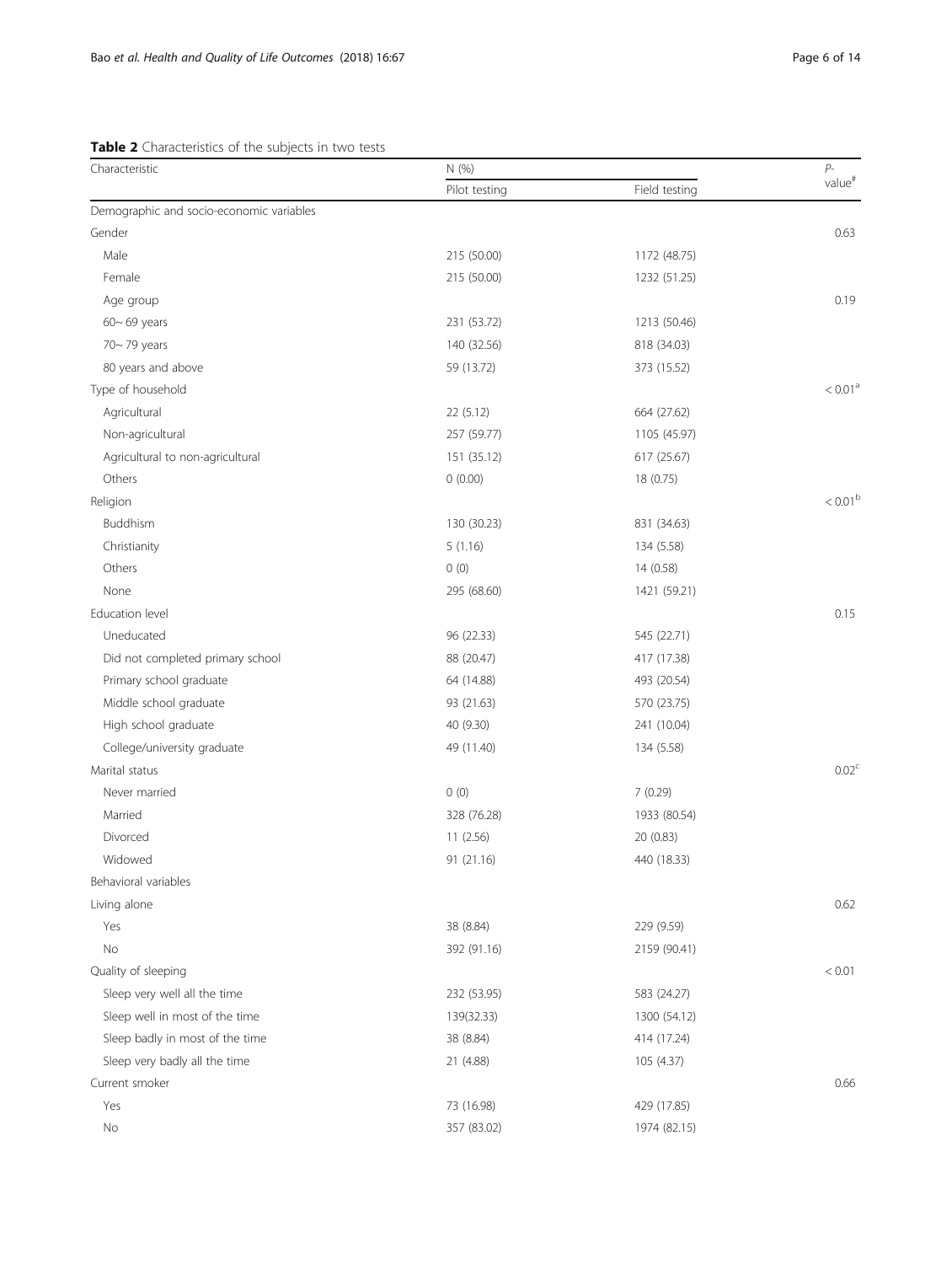**Table 2** Characteristics of the subjects in two tests

| Characteristic | N (%) | | P-value[#] |
|---|---|---|---|
| | Pilot testing | Field testing | |
| Demographic and socio-economic variables | | | |
| Gender | | | 0.63 |
| Male | 215 (50.00) | 1172 (48.75) | |
| Female | 215 (50.00) | 1232 (51.25) | |
| Age group | | | 0.19 |
| 60~ 69 years | 231 (53.72) | 1213 (50.46) | |
| 70~ 79 years | 140 (32.56) | 818 (34.03) | |
| 80 years and above | 59 (13.72) | 373 (15.52) | |
| Type of household | | | < 0.01[a] |
| Agricultural | 22 (5.12) | 664 (27.62) | |
| Non-agricultural | 257 (59.77) | 1105 (45.97) | |
| Agricultural to non-agricultural | 151 (35.12) | 617 (25.67) | |
| Others | 0 (0.00) | 18 (0.75) | |
| Religion | | | < 0.01[b] |
| Buddhism | 130 (30.23) | 831 (34.63) | |
| Christianity | 5 (1.16) | 134 (5.58) | |
| Others | 0 (0) | 14 (0.58) | |
| None | 295 (68.60) | 1421 (59.21) | |
| Education level | | | 0.15 |
| Uneducated | 96 (22.33) | 545 (22.71) | |
| Did not completed primary school | 88 (20.47) | 417 (17.38) | |
| Primary school graduate | 64 (14.88) | 493 (20.54) | |
| Middle school graduate | 93 (21.63) | 570 (23.75) | |
| High school graduate | 40 (9.30) | 241 (10.04) | |
| College/university graduate | 49 (11.40) | 134 (5.58) | |
| Marital status | | | 0.02[c] |
| Never married | 0 (0) | 7 (0.29) | |
| Married | 328 (76.28) | 1933 (80.54) | |
| Divorced | 11 (2.56) | 20 (0.83) | |
| Widowed | 91 (21.16) | 440 (18.33) | |
| Behavioral variables | | | |
| Living alone | | | 0.62 |
| Yes | 38 (8.84) | 229 (9.59) | |
| No | 392 (91.16) | 2159 (90.41) | |
| Quality of sleeping | | | < 0.01 |
| Sleep very well all the time | 232 (53.95) | 583 (24.27) | |
| Sleep well in most of the time | 139(32.33) | 1300 (54.12) | |
| Sleep badly in most of the time | 38 (8.84) | 414 (17.24) | |
| Sleep very badly all the time | 21 (4.88) | 105 (4.37) | |
| Current smoker | | | 0.66 |
| Yes | 73 (16.98) | 429 (17.85) | |
| No | 357 (83.02) | 1974 (82.15) | |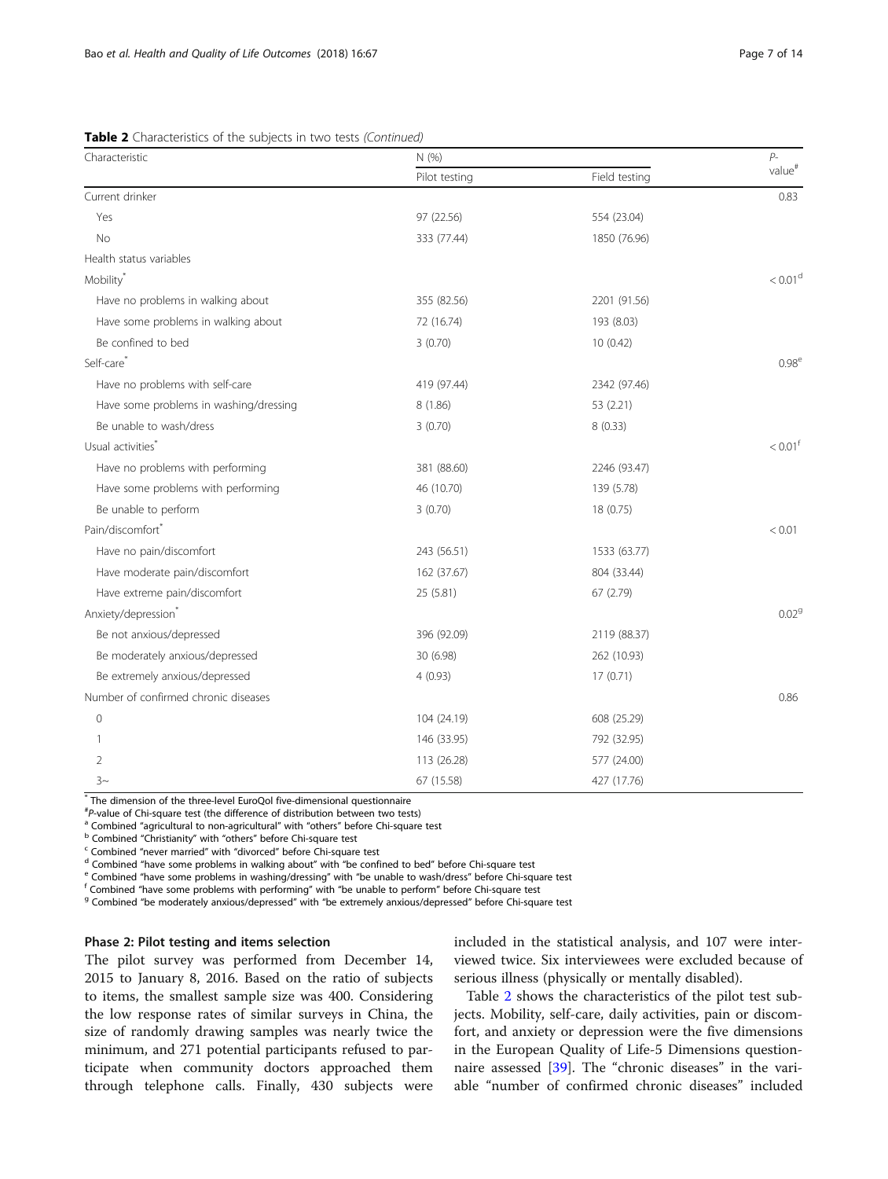**Table 2** Characteristics of the subjects in two tests *(Continued)*

| Characteristic | N (%) | | *P*-value[#] |
|---|---|---|---|
| | Pilot testing | Field testing | |
| Current drinker | | | 0.83 |
| Yes | 97 (22.56) | 554 (23.04) | |
| No | 333 (77.44) | 1850 (76.96) | |
| Health status variables | | | |
| Mobility[*] | | | < 0.01[d] |
| Have no problems in walking about | 355 (82.56) | 2201 (91.56) | |
| Have some problems in walking about | 72 (16.74) | 193 (8.03) | |
| Be confined to bed | 3 (0.70) | 10 (0.42) | |
| Self-care[*] | | | 0.98[e] |
| Have no problems with self-care | 419 (97.44) | 2342 (97.46) | |
| Have some problems in washing/dressing | 8 (1.86) | 53 (2.21) | |
| Be unable to wash/dress | 3 (0.70) | 8 (0.33) | |
| Usual activities[*] | | | < 0.01[f] |
| Have no problems with performing | 381 (88.60) | 2246 (93.47) | |
| Have some problems with performing | 46 (10.70) | 139 (5.78) | |
| Be unable to perform | 3 (0.70) | 18 (0.75) | |
| Pain/discomfort[*] | | | < 0.01 |
| Have no pain/discomfort | 243 (56.51) | 1533 (63.77) | |
| Have moderate pain/discomfort | 162 (37.67) | 804 (33.44) | |
| Have extreme pain/discomfort | 25 (5.81) | 67 (2.79) | |
| Anxiety/depression[*] | | | 0.02[g] |
| Be not anxious/depressed | 396 (92.09) | 2119 (88.37) | |
| Be moderately anxious/depressed | 30 (6.98) | 262 (10.93) | |
| Be extremely anxious/depressed | 4 (0.93) | 17 (0.71) | |
| Number of confirmed chronic diseases | | | 0.86 |
| 0 | 104 (24.19) | 608 (25.29) | |
| 1 | 146 (33.95) | 792 (32.95) | |
| 2 | 113 (26.28) | 577 (24.00) | |
| 3~ | 67 (15.58) | 427 (17.76) | |

[*] The dimension of the three-level EuroQol five-dimensional questionnaire
[#] *P*-value of Chi-square test (the difference of distribution between two tests)
[a] Combined "agricultural to non-agricultural" with "others" before Chi-square test
[b] Combined "Christianity" with "others" before Chi-square test
[c] Combined "never married" with "divorced" before Chi-square test
[d] Combined "have some problems in walking about" with "be confined to bed" before Chi-square test
[e] Combined "have some problems in washing/dressing" with "be unable to wash/dress" before Chi-square test
[f] Combined "have some problems with performing" with "be unable to perform" before Chi-square test
[g] Combined "be moderately anxious/depressed" with "be extremely anxious/depressed" before Chi-square test

#### Phase 2: Pilot testing and items selection

The pilot survey was performed from December 14, 2015 to January 8, 2016. Based on the ratio of subjects to items, the smallest sample size was 400. Considering the low response rates of similar surveys in China, the size of randomly drawing samples was nearly twice the minimum, and 271 potential participants refused to participate when community doctors approached them through telephone calls. Finally, 430 subjects were included in the statistical analysis, and 107 were interviewed twice. Six interviewees were excluded because of serious illness (physically or mentally disabled).

Table 2 shows the characteristics of the pilot test subjects. Mobility, self-care, daily activities, pain or discomfort, and anxiety or depression were the five dimensions in the European Quality of Life-5 Dimensions questionnaire assessed [39]. The "chronic diseases" in the variable "number of confirmed chronic diseases" included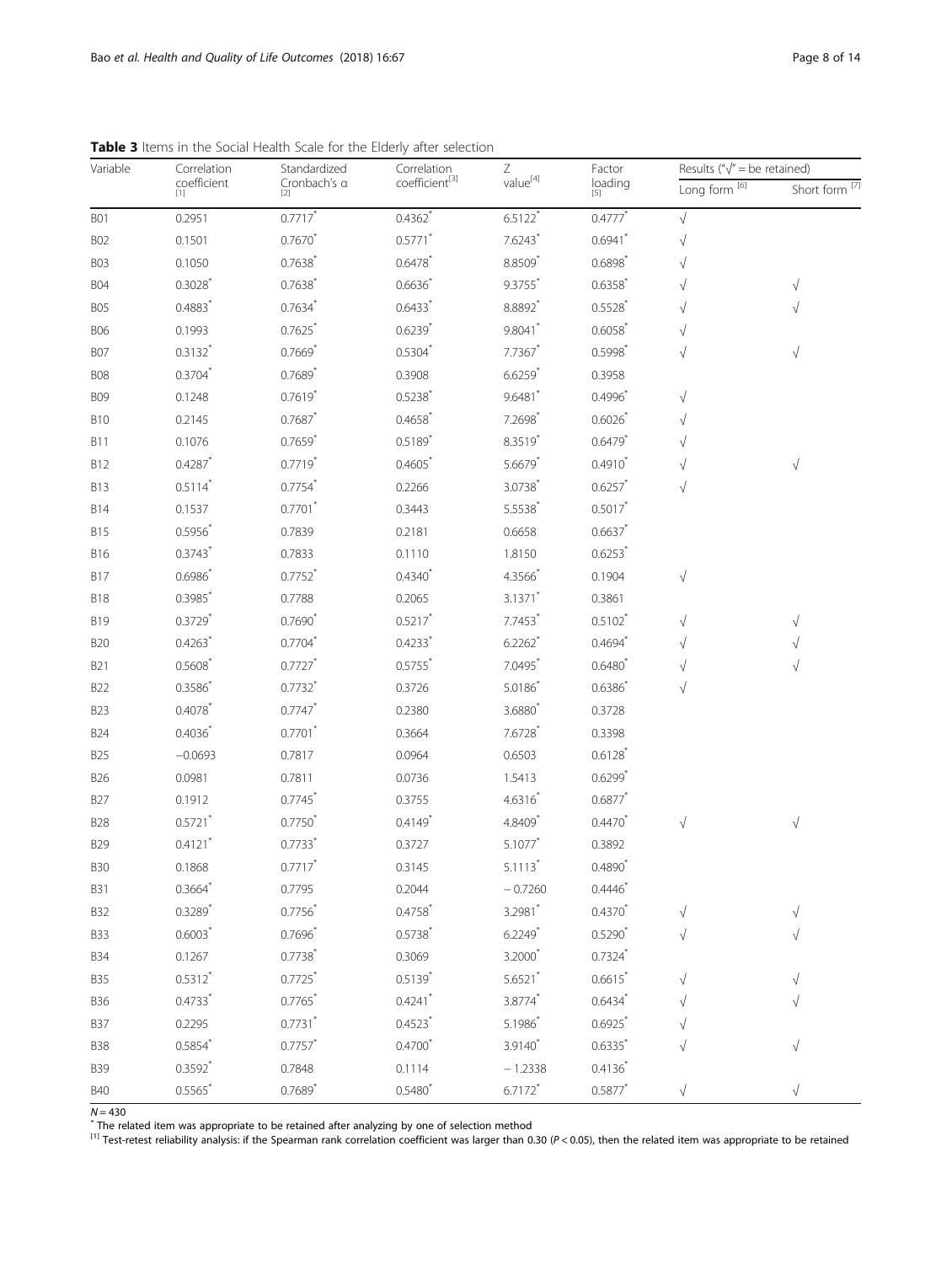**Table 3** Items in the Social Health Scale for the Elderly after selection

| Variable | Correlation coefficient [1] | Standardized Cronbach's α [2] | Correlation coefficient[3] | Z value[4] | Factor loading [5] | Results ("√" = be retained) | |
|---|---|---|---|---|---|---|---|
| | | | | | | Long form [6] | Short form [7] |
| B01 | 0.2951 | 0.7717* | 0.4362* | 6.5122* | 0.4777* | √ | |
| B02 | 0.1501 | 0.7670* | 0.5771* | 7.6243* | 0.6941* | √ | |
| B03 | 0.1050 | 0.7638* | 0.6478* | 8.8509* | 0.6898* | √ | |
| B04 | 0.3028* | 0.7638* | 0.6636* | 9.3755* | 0.6358* | √ | √ |
| B05 | 0.4883* | 0.7634* | 0.6433* | 8.8892* | 0.5528* | √ | √ |
| B06 | 0.1993 | 0.7625* | 0.6239* | 9.8041* | 0.6058* | √ | |
| B07 | 0.3132* | 0.7669* | 0.5304* | 7.7367* | 0.5998* | √ | √ |
| B08 | 0.3704* | 0.7689* | 0.3908 | 6.6259* | 0.3958 | | |
| B09 | 0.1248 | 0.7619* | 0.5238* | 9.6481* | 0.4996* | √ | |
| B10 | 0.2145 | 0.7687* | 0.4658* | 7.2698* | 0.6026* | √ | |
| B11 | 0.1076 | 0.7659* | 0.5189* | 8.3519* | 0.6479* | √ | |
| B12 | 0.4287* | 0.7719* | 0.4605* | 5.6679* | 0.4910* | √ | √ |
| B13 | 0.5114* | 0.7754* | 0.2266 | 3.0738* | 0.6257* | √ | |
| B14 | 0.1537 | 0.7701* | 0.3443 | 5.5538* | 0.5017* | | |
| B15 | 0.5956* | 0.7839 | 0.2181 | 0.6658 | 0.6637* | | |
| B16 | 0.3743* | 0.7833 | 0.1110 | 1.8150 | 0.6253* | | |
| B17 | 0.6986* | 0.7752* | 0.4340* | 4.3566* | 0.1904 | √ | |
| B18 | 0.3985* | 0.7788 | 0.2065 | 3.1371* | 0.3861 | | |
| B19 | 0.3729* | 0.7690* | 0.5217* | 7.7453* | 0.5102* | √ | √ |
| B20 | 0.4263* | 0.7704* | 0.4233* | 6.2262* | 0.4694* | √ | √ |
| B21 | 0.5608* | 0.7727* | 0.5755* | 7.0495* | 0.6480* | √ | √ |
| B22 | 0.3586* | 0.7732* | 0.3726 | 5.0186* | 0.6386* | √ | |
| B23 | 0.4078* | 0.7747* | 0.2380 | 3.6880* | 0.3728 | | |
| B24 | 0.4036* | 0.7701* | 0.3664 | 7.6728* | 0.3398 | | |
| B25 | −0.0693 | 0.7817 | 0.0964 | 0.6503 | 0.6128* | | |
| B26 | 0.0981 | 0.7811 | 0.0736 | 1.5413 | 0.6299* | | |
| B27 | 0.1912 | 0.7745* | 0.3755 | 4.6316* | 0.6877* | | |
| B28 | 0.5721* | 0.7750* | 0.4149* | 4.8409* | 0.4470* | √ | √ |
| B29 | 0.4121* | 0.7733* | 0.3727 | 5.1077* | 0.3892 | | |
| B30 | 0.1868 | 0.7717* | 0.3145 | 5.1113* | 0.4890* | | |
| B31 | 0.3664* | 0.7795 | 0.2044 | −0.7260 | 0.4446* | | |
| B32 | 0.3289* | 0.7756* | 0.4758* | 3.2981* | 0.4370* | √ | √ |
| B33 | 0.6003* | 0.7696* | 0.5738* | 6.2249* | 0.5290* | √ | √ |
| B34 | 0.1267 | 0.7738* | 0.3069 | 3.2000* | 0.7324* | | |
| B35 | 0.5312* | 0.7725* | 0.5139* | 5.6521* | 0.6615* | √ | √ |
| B36 | 0.4733* | 0.7765* | 0.4241* | 3.8774* | 0.6434* | √ | √ |
| B37 | 0.2295 | 0.7731* | 0.4523* | 5.1986* | 0.6925* | √ | |
| B38 | 0.5854* | 0.7757* | 0.4700* | 3.9140* | 0.6335* | √ | √ |
| B39 | 0.3592* | 0.7848 | 0.1114 | −1.2338 | 0.4136* | | |
| B40 | 0.5565* | 0.7689* | 0.5480* | 6.7172* | 0.5877* | √ | √ |

$N = 430$

* The related item was appropriate to be retained after analyzing by one of selection method

[1] Test-retest reliability analysis: if the Spearman rank correlation coefficient was larger than 0.30 ($P < 0.05$), then the related item was appropriate to be retained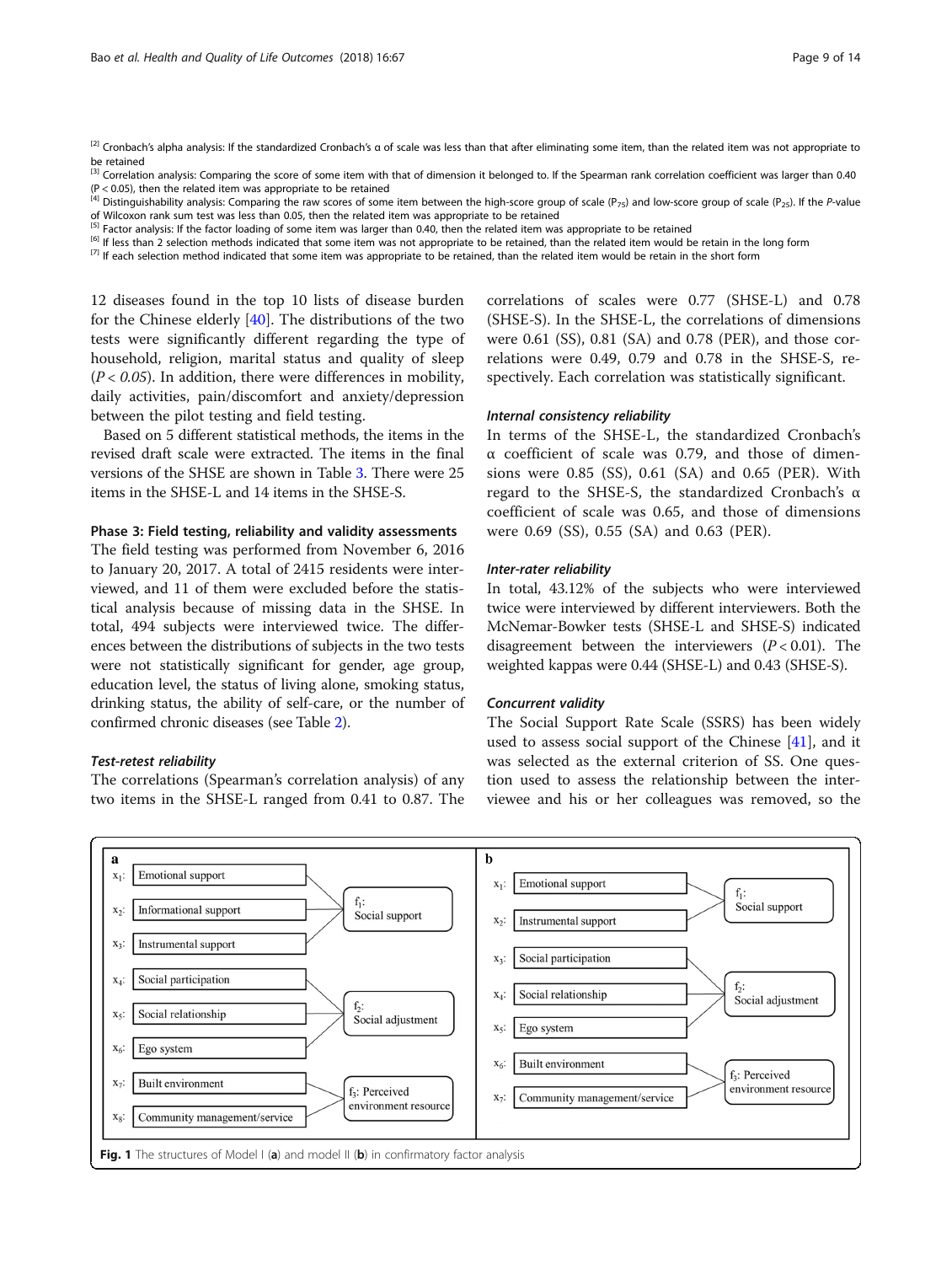[2] Cronbach's alpha analysis: If the standardized Cronbach's α of scale was less than that after eliminating some item, than the related item was not appropriate to be retained

[3] Correlation analysis: Comparing the score of some item with that of dimension it belonged to. If the Spearman rank correlation coefficient was larger than 0.40 ($P < 0.05$), then the related item was appropriate to be retained

[4] Distinguishability analysis: Comparing the raw scores of some item between the high-score group of scale ($P_{75}$) and low-score group of scale ($P_{25}$). If the *P*-value of Wilcoxon rank sum test was less than 0.05, then the related item was appropriate to be retained

[5] Factor analysis: If the factor loading of some item was larger than 0.40, then the related item was appropriate to be retained

[6] If less than 2 selection methods indicated that some item was not appropriate to be retained, than the related item would be retain in the long form

[7] If each selection method indicated that some item was appropriate to be retained, than the related item would be retain in the short form

12 diseases found in the top 10 lists of disease burden for the Chinese elderly [40]. The distributions of the two tests were significantly different regarding the type of household, religion, marital status and quality of sleep ($P < 0.05$). In addition, there were differences in mobility, daily activities, pain/discomfort and anxiety/depression between the pilot testing and field testing.

Based on 5 different statistical methods, the items in the revised draft scale were extracted. The items in the final versions of the SHSE are shown in Table 3. There were 25 items in the SHSE-L and 14 items in the SHSE-S.

### Phase 3: Field testing, reliability and validity assessments

The field testing was performed from November 6, 2016 to January 20, 2017. A total of 2415 residents were interviewed, and 11 of them were excluded before the statistical analysis because of missing data in the SHSE. In total, 494 subjects were interviewed twice. The differences between the distributions of subjects in the two tests were not statistically significant for gender, age group, education level, the status of living alone, smoking status, drinking status, the ability of self-care, or the number of confirmed chronic diseases (see Table 2).

#### *Test-retest reliability*

The correlations (Spearman's correlation analysis) of any two items in the SHSE-L ranged from 0.41 to 0.87. The correlations of scales were 0.77 (SHSE-L) and 0.78 (SHSE-S). In the SHSE-L, the correlations of dimensions were 0.61 (SS), 0.81 (SA) and 0.78 (PER), and those correlations were 0.49, 0.79 and 0.78 in the SHSE-S, respectively. Each correlation was statistically significant.

#### *Internal consistency reliability*

In terms of the SHSE-L, the standardized Cronbach's α coefficient of scale was 0.79, and those of dimensions were 0.85 (SS), 0.61 (SA) and 0.65 (PER). With regard to the SHSE-S, the standardized Cronbach's α coefficient of scale was 0.65, and those of dimensions were 0.69 (SS), 0.55 (SA) and 0.63 (PER).

#### *Inter-rater reliability*

In total, 43.12% of the subjects who were interviewed twice were interviewed by different interviewers. Both the McNemar-Bowker tests (SHSE-L and SHSE-S) indicated disagreement between the interviewers ($P < 0.01$). The weighted kappas were 0.44 (SHSE-L) and 0.43 (SHSE-S).

#### *Concurrent validity*

The Social Support Rate Scale (SSRS) has been widely used to assess social support of the Chinese [41], and it was selected as the external criterion of SS. One question used to assess the relationship between the interviewee and his or her colleagues was removed, so the

**Fig. 1** The structures of Model I (**a**) and model II (**b**) in confirmatory factor analysis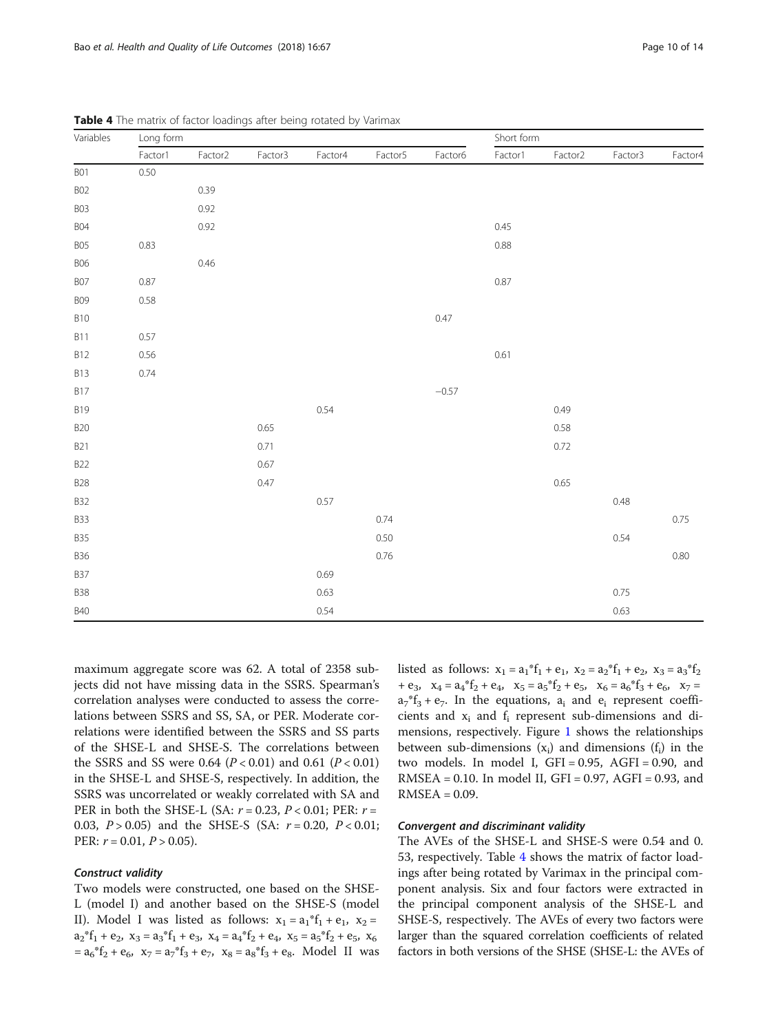**Table 4** The matrix of factor loadings after being rotated by Varimax

| Variables | Long form | | | | | | Short form | | | |
|---|---|---|---|---|---|---|---|---|---|---|
| | Factor1 | Factor2 | Factor3 | Factor4 | Factor5 | Factor6 | Factor1 | Factor2 | Factor3 | Factor4 |
| B01 | 0.50 | | | | | | | | | |
| B02 | | 0.39 | | | | | | | | |
| B03 | | 0.92 | | | | | | | | |
| B04 | | 0.92 | | | | | 0.45 | | | |
| B05 | 0.83 | | | | | | 0.88 | | | |
| B06 | | 0.46 | | | | | | | | |
| B07 | 0.87 | | | | | | 0.87 | | | |
| B09 | 0.58 | | | | | | | | | |
| B10 | | | | | | 0.47 | | | | |
| B11 | 0.57 | | | | | | | | | |
| B12 | 0.56 | | | | | | 0.61 | | | |
| B13 | 0.74 | | | | | | | | | |
| B17 | | | | | | −0.57 | | | | |
| B19 | | | | 0.54 | | | | 0.49 | | |
| B20 | | | 0.65 | | | | | 0.58 | | |
| B21 | | | 0.71 | | | | | 0.72 | | |
| B22 | | | 0.67 | | | | | | | |
| B28 | | | 0.47 | | | | | 0.65 | | |
| B32 | | | | 0.57 | | | | | 0.48 | |
| B33 | | | | | 0.74 | | | | | 0.75 |
| B35 | | | | | 0.50 | | | | 0.54 | |
| B36 | | | | | 0.76 | | | | | 0.80 |
| B37 | | | | 0.69 | | | | | | |
| B38 | | | | 0.63 | | | | | 0.75 | |
| B40 | | | | 0.54 | | | | | 0.63 | |

maximum aggregate score was 62. A total of 2358 subjects did not have missing data in the SSRS. Spearman's correlation analyses were conducted to assess the correlations between SSRS and SS, SA, or PER. Moderate correlations were identified between the SSRS and SS parts of the SHSE-L and SHSE-S. The correlations between the SSRS and SS were 0.64 ($P < 0.01$) and 0.61 ($P < 0.01$) in the SHSE-L and SHSE-S, respectively. In addition, the SSRS was uncorrelated or weakly correlated with SA and PER in both the SHSE-L (SA: $r = 0.23$, $P < 0.01$; PER: $r = 0.03$, $P > 0.05$) and the SHSE-S (SA: $r = 0.20$, $P < 0.01$; PER: $r = 0.01$, $P > 0.05$).

### Construct validity

Two models were constructed, one based on the SHSE-L (model I) and another based on the SHSE-S (model II). Model I was listed as follows: $x_1 = a_1{*}f_1 + e_1$, $x_2 = a_2{*}f_1 + e_2$, $x_3 = a_3{*}f_1 + e_3$, $x_4 = a_4{*}f_2 + e_4$, $x_5 = a_5{*}f_2 + e_5$, $x_6 = a_6{*}f_2 + e_6$, $x_7 = a_7{*}f_3 + e_7$, $x_8 = a_8{*}f_3 + e_8$. Model II was listed as follows: $x_1 = a_1{*}f_1 + e_1$, $x_2 = a_2{*}f_1 + e_2$, $x_3 = a_3{*}f_2 + e_3$, $x_4 = a_4{*}f_2 + e_4$, $x_5 = a_5{*}f_2 + e_5$, $x_6 = a_6{*}f_3 + e_6$, $x_7 = a_7{*}f_3 + e_7$. In the equations, $a_i$ and $e_i$ represent coefficients and $x_i$ and $f_i$ represent sub-dimensions and dimensions, respectively. Figure 1 shows the relationships between sub-dimensions ($x_i$) and dimensions ($f_i$) in the two models. In model I, GFI = 0.95, AGFI = 0.90, and RMSEA = 0.10. In model II, GFI = 0.97, AGFI = 0.93, and RMSEA = 0.09.

### Convergent and discriminant validity

The AVEs of the SHSE-L and SHSE-S were 0.54 and 0.53, respectively. Table 4 shows the matrix of factor loadings after being rotated by Varimax in the principal component analysis. Six and four factors were extracted in the principal component analysis of the SHSE-L and SHSE-S, respectively. The AVEs of every two factors were larger than the squared correlation coefficients of related factors in both versions of the SHSE (SHSE-L: the AVEs of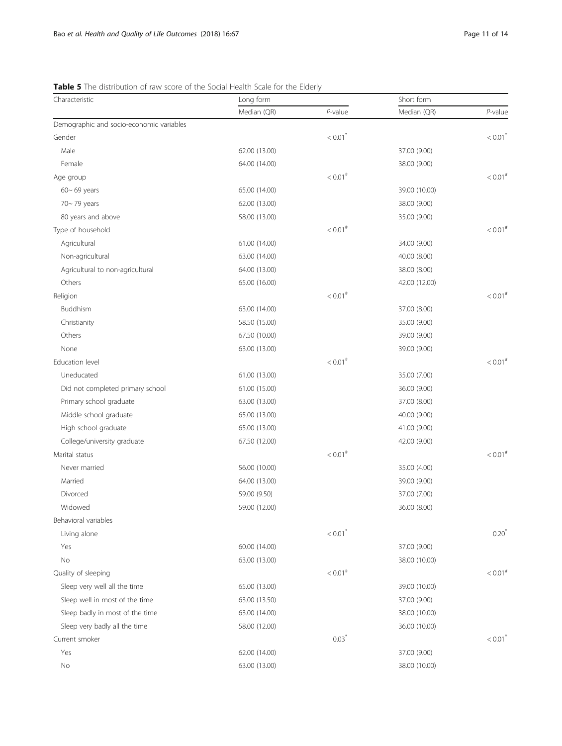**Table 5** The distribution of raw score of the Social Health Scale for the Elderly

| Characteristic | Long form | | Short form | |
|---|---|---|---|---|
| | Median (QR) | *P*-value | Median (QR) | *P*-value |
| Demographic and socio-economic variables | | | | |
| Gender | | < 0.01* | | < 0.01* |
| Male | 62.00 (13.00) | | 37.00 (9.00) | |
| Female | 64.00 (14.00) | | 38.00 (9.00) | |
| Age group | | < 0.01# | | < 0.01# |
| 60~ 69 years | 65.00 (14.00) | | 39.00 (10.00) | |
| 70~ 79 years | 62.00 (13.00) | | 38.00 (9.00) | |
| 80 years and above | 58.00 (13.00) | | 35.00 (9.00) | |
| Type of household | | < 0.01# | | < 0.01# |
| Agricultural | 61.00 (14.00) | | 34.00 (9.00) | |
| Non-agricultural | 63.00 (14.00) | | 40.00 (8.00) | |
| Agricultural to non-agricultural | 64.00 (13.00) | | 38.00 (8.00) | |
| Others | 65.00 (16.00) | | 42.00 (12.00) | |
| Religion | | < 0.01# | | < 0.01# |
| Buddhism | 63.00 (14.00) | | 37.00 (8.00) | |
| Christianity | 58.50 (15.00) | | 35.00 (9.00) | |
| Others | 67.50 (10.00) | | 39.00 (9.00) | |
| None | 63.00 (13.00) | | 39.00 (9.00) | |
| Education level | | < 0.01# | | < 0.01# |
| Uneducated | 61.00 (13.00) | | 35.00 (7.00) | |
| Did not completed primary school | 61.00 (15.00) | | 36.00 (9.00) | |
| Primary school graduate | 63.00 (13.00) | | 37.00 (8.00) | |
| Middle school graduate | 65.00 (13.00) | | 40.00 (9.00) | |
| High school graduate | 65.00 (13.00) | | 41.00 (9.00) | |
| College/university graduate | 67.50 (12.00) | | 42.00 (9.00) | |
| Marital status | | < 0.01# | | < 0.01# |
| Never married | 56.00 (10.00) | | 35.00 (4.00) | |
| Married | 64.00 (13.00) | | 39.00 (9.00) | |
| Divorced | 59.00 (9.50) | | 37.00 (7.00) | |
| Widowed | 59.00 (12.00) | | 36.00 (8.00) | |
| Behavioral variables | | | | |
| Living alone | | < 0.01* | | 0.20* |
| Yes | 60.00 (14.00) | | 37.00 (9.00) | |
| No | 63.00 (13.00) | | 38.00 (10.00) | |
| Quality of sleeping | | < 0.01# | | < 0.01# |
| Sleep very well all the time | 65.00 (13.00) | | 39.00 (10.00) | |
| Sleep well in most of the time | 63.00 (13.50) | | 37.00 (9.00) | |
| Sleep badly in most of the time | 63.00 (14.00) | | 38.00 (10.00) | |
| Sleep very badly all the time | 58.00 (12.00) | | 36.00 (10.00) | |
| Current smoker | | 0.03* | | < 0.01* |
| Yes | 62.00 (14.00) | | 37.00 (9.00) | |
| No | 63.00 (13.00) | | 38.00 (10.00) | |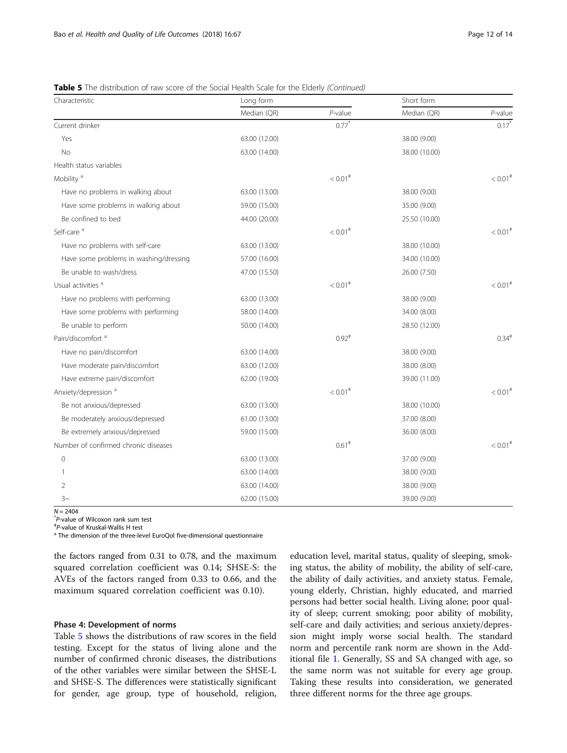**Table 5** The distribution of raw score of the Social Health Scale for the Elderly *(Continued)*

| Characteristic | Long form | | Short form | |
|---|---|---|---|---|
| | Median (QR) | *P*-value | Median (QR) | *P*-value |
| Current drinker | | 0.77* | | 0.17* |
| Yes | 63.00 (12.00) | | 38.00 (9.00) | |
| No | 63.00 (14.00) | | 38.00 (10.00) | |
| Health status variables | | | | |
| Mobility [a] | | < 0.01# | | < 0.01# |
| Have no problems in walking about | 63.00 (13.00) | | 38.00 (9.00) | |
| Have some problems in walking about | 59.00 (15.00) | | 35.00 (9.00) | |
| Be confined to bed | 44.00 (20.00) | | 25.50 (10.00) | |
| Self-care [a] | | < 0.01# | | < 0.01# |
| Have no problems with self-care | 63.00 (13.00) | | 38.00 (10.00) | |
| Have some problems in washing/dressing | 57.00 (16.00) | | 34.00 (10.00) | |
| Be unable to wash/dress | 47.00 (15.50) | | 26.00 (7.50) | |
| Usual activities [a] | | < 0.01# | | < 0.01# |
| Have no problems with performing | 63.00 (13.00) | | 38.00 (9.00) | |
| Have some problems with performing | 58.00 (14.00) | | 34.00 (8.00) | |
| Be unable to perform | 50.00 (14.00) | | 28.50 (12.00) | |
| Pain/discomfort [a] | | 0.92# | | 0.34# |
| Have no pain/discomfort | 63.00 (14.00) | | 38.00 (9.00) | |
| Have moderate pain/discomfort | 63.00 (12.00) | | 38.00 (8.00) | |
| Have extreme pain/discomfort | 62.00 (19.00) | | 39.00 (11.00) | |
| Anxiety/depression [a] | | < 0.01# | | < 0.01# |
| Be not anxious/depressed | 63.00 (13.00) | | 38.00 (10.00) | |
| Be moderately anxious/depressed | 61.00 (13.00) | | 37.00 (8.00) | |
| Be extremely anxious/depressed | 59.00 (15.00) | | 36.00 (8.00) | |
| Number of confirmed chronic diseases | | 0.61# | | < 0.01# |
| 0 | 63.00 (13.00) | | 37.00 (9.00) | |
| 1 | 63.00 (14.00) | | 38.00 (9.00) | |
| 2 | 63.00 (14.00) | | 38.00 (9.00) | |
| 3~ | 62.00 (15.00) | | 39.00 (9.00) | |

$N = 2404$

*P-value of Wilcoxon rank sum test

#P-value of Kruskal-Wallis H test

[a] The dimension of the three-level EuroQol five-dimensional questionnaire

the factors ranged from 0.31 to 0.78, and the maximum squared correlation coefficient was 0.14; SHSE-S: the AVEs of the factors ranged from 0.33 to 0.66, and the maximum squared correlation coefficient was 0.10).

#### Phase 4: Development of norms

Table 5 shows the distributions of raw scores in the field testing. Except for the status of living alone and the number of confirmed chronic diseases, the distributions of the other variables were similar between the SHSE-L and SHSE-S. The differences were statistically significant for gender, age group, type of household, religion, education level, marital status, quality of sleeping, smoking status, the ability of mobility, the ability of self-care, the ability of daily activities, and anxiety status. Female, young elderly, Christian, highly educated, and married persons had better social health. Living alone; poor quality of sleep; current smoking; poor ability of mobility, self-care and daily activities; and serious anxiety/depression might imply worse social health. The standard norm and percentile rank norm are shown in the Additional file 1. Generally, SS and SA changed with age, so the same norm was not suitable for every age group. Taking these results into consideration, we generated three different norms for the three age groups.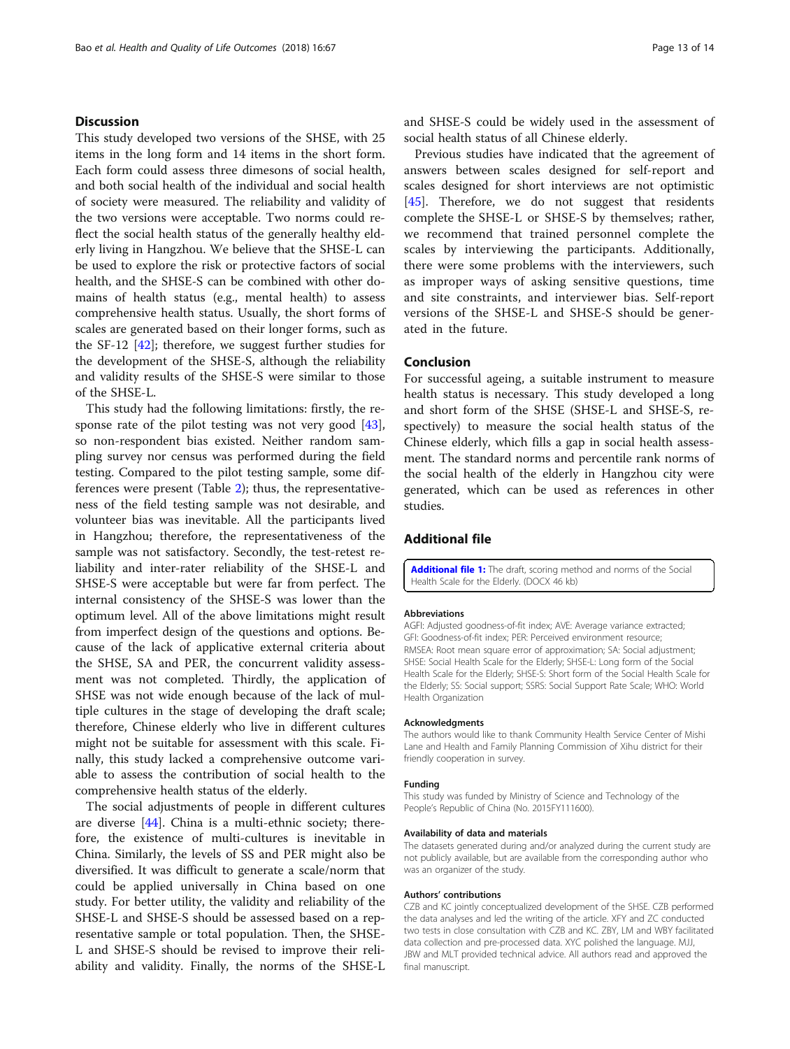## Discussion

This study developed two versions of the SHSE, with 25 items in the long form and 14 items in the short form. Each form could assess three dimesons of social health, and both social health of the individual and social health of society were measured. The reliability and validity of the two versions were acceptable. Two norms could reflect the social health status of the generally healthy elderly living in Hangzhou. We believe that the SHSE-L can be used to explore the risk or protective factors of social health, and the SHSE-S can be combined with other domains of health status (e.g., mental health) to assess comprehensive health status. Usually, the short forms of scales are generated based on their longer forms, such as the SF-12 [42]; therefore, we suggest further studies for the development of the SHSE-S, although the reliability and validity results of the SHSE-S were similar to those of the SHSE-L.

This study had the following limitations: firstly, the response rate of the pilot testing was not very good [43], so non-respondent bias existed. Neither random sampling survey nor census was performed during the field testing. Compared to the pilot testing sample, some differences were present (Table 2); thus, the representativeness of the field testing sample was not desirable, and volunteer bias was inevitable. All the participants lived in Hangzhou; therefore, the representativeness of the sample was not satisfactory. Secondly, the test-retest reliability and inter-rater reliability of the SHSE-L and SHSE-S were acceptable but were far from perfect. The internal consistency of the SHSE-S was lower than the optimum level. All of the above limitations might result from imperfect design of the questions and options. Because of the lack of applicative external criteria about the SHSE, SA and PER, the concurrent validity assessment was not completed. Thirdly, the application of SHSE was not wide enough because of the lack of multiple cultures in the stage of developing the draft scale; therefore, Chinese elderly who live in different cultures might not be suitable for assessment with this scale. Finally, this study lacked a comprehensive outcome variable to assess the contribution of social health to the comprehensive health status of the elderly.

The social adjustments of people in different cultures are diverse [44]. China is a multi-ethnic society; therefore, the existence of multi-cultures is inevitable in China. Similarly, the levels of SS and PER might also be diversified. It was difficult to generate a scale/norm that could be applied universally in China based on one study. For better utility, the validity and reliability of the SHSE-L and SHSE-S should be assessed based on a representative sample or total population. Then, the SHSE-L and SHSE-S should be revised to improve their reliability and validity. Finally, the norms of the SHSE-L and SHSE-S could be widely used in the assessment of social health status of all Chinese elderly.

Previous studies have indicated that the agreement of answers between scales designed for self-report and scales designed for short interviews are not optimistic [45]. Therefore, we do not suggest that residents complete the SHSE-L or SHSE-S by themselves; rather, we recommend that trained personnel complete the scales by interviewing the participants. Additionally, there were some problems with the interviewers, such as improper ways of asking sensitive questions, time and site constraints, and interviewer bias. Self-report versions of the SHSE-L and SHSE-S should be generated in the future.

## Conclusion

For successful ageing, a suitable instrument to measure health status is necessary. This study developed a long and short form of the SHSE (SHSE-L and SHSE-S, respectively) to measure the social health status of the Chinese elderly, which fills a gap in social health assessment. The standard norms and percentile rank norms of the social health of the elderly in Hangzhou city were generated, which can be used as references in other studies.

## Additional file

**Additional file 1:** The draft, scoring method and norms of the Social Health Scale for the Elderly. (DOCX 46 kb)

#### Abbreviations

AGFI: Adjusted goodness-of-fit index; AVE: Average variance extracted; GFI: Goodness-of-fit index; PER: Perceived environment resource; RMSEA: Root mean square error of approximation; SA: Social adjustment; SHSE: Social Health Scale for the Elderly; SHSE-L: Long form of the Social Health Scale for the Elderly; SHSE-S: Short form of the Social Health Scale for the Elderly; SS: Social support; SSRS: Social Support Rate Scale; WHO: World Health Organization

#### Acknowledgments

The authors would like to thank Community Health Service Center of Mishi Lane and Health and Family Planning Commission of Xihu district for their friendly cooperation in survey.

#### Funding

This study was funded by Ministry of Science and Technology of the People's Republic of China (No. 2015FY111600).

#### Availability of data and materials

The datasets generated during and/or analyzed during the current study are not publicly available, but are available from the corresponding author who was an organizer of the study.

#### Authors' contributions

CZB and KC jointly conceptualized development of the SHSE. CZB performed the data analyses and led the writing of the article. XFY and ZC conducted two tests in close consultation with CZB and KC. ZBY, LM and WBY facilitated data collection and pre-processed data. XYC polished the language. MJJ, JBW and MLT provided technical advice. All authors read and approved the final manuscript.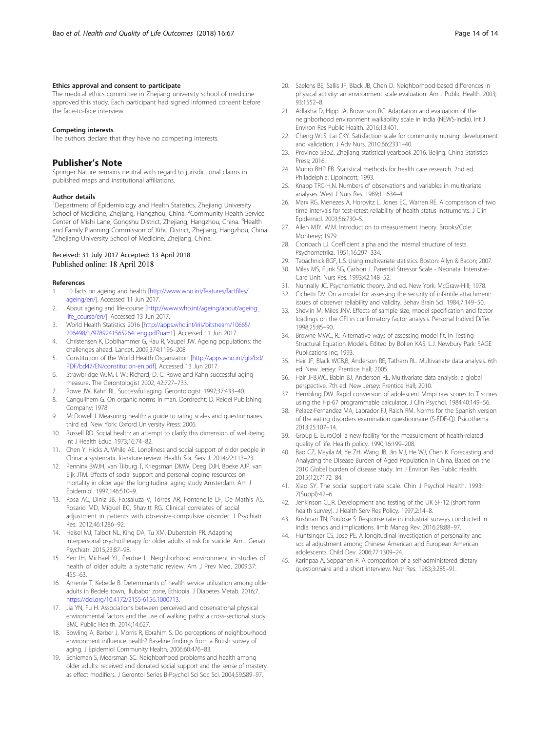#### Ethics approval and consent to participate

The medical ethics committee in Zhejiang university school of medicine approved this study. Each participant had signed informed consent before the face-to-face interview.

#### Competing interests

The authors declare that they have no competing interests.

## Publisher's Note

Springer Nature remains neutral with regard to jurisdictional claims in published maps and institutional affiliations.

#### Author details

[1]Department of Epidemiology and Health Statistics, Zhejiang University School of Medicine, Zhejiang, Hangzhou, China. [2]Community Health Service Center of Mishi Lane, Gongshu District, Zhejiang, Hangzhou, China. [3]Health and Family Planning Commission of Xihu District, Zhejiang, Hangzhou, China. [4]Zhejiang University School of Medicine, Zhejiang, China.

Received: 31 July 2017 Accepted: 13 April 2018
Published online: 18 April 2018

#### References

1. 10 facts on ageing and health [http://www.who.int/features/factfiles/ageing/en/]. Accessed 11 Jun 2017.
2. About ageing and life-course [http://www.who.int/ageing/about/ageing_life_course/en/]. Accessed 13 Jun 2017.
3. World Health Statistics 2016 [http://apps.who.int/iris/bitstream/10665/206498/1/9789241565264_eng.pdf?ua=1]. Accessed 11 Jun 2017.
4. Christensen K, Doblhammer G, Rau R, Vaupel JW. Ageing populations: the challenges ahead. Lancet. 2009;374:1196–208.
5. Constitution of the World Health Organization [http://apps.who.int/gb/bd/PDF/bd47/EN/constitution-en.pdf]. Accessed 13 Jun 2017.
6. Strawbridge WJM, I. W.; Richard, D. C: Rowe and Kahn successful aging measure. The Gerontologist 2002, 42:727–733.
7. Rowe JW, Kahn RL. Successful aging. Gerontologist. 1997;37:433–40.
8. Canguilhem G. On organic norms in man. Dordrecht: D. Reidel Publishing Company; 1978.
9. McDowell I. Measuring health: a guide to rating scales and questionnaires. third ed. New York: Oxford University Press; 2006.
10. Russell RD. Social health: an attempt to clarify this dimension of well-being. Int J Health Educ. 1973;16:74–82.
11. Chen Y, Hicks A, While AE. Loneliness and social support of older people in China: a systematic literature review. Health Soc Serv J. 2014;22:113–23.
12. Penninx BWJH, van Tilburg T, Kriegsman DMW, Deeg DJH, Boeke AJP, van Eijk JTM. Effects of social support and personal coping resources on mortality in older age: the longitudinal aging study Amsterdam. Am J Epidemiol. 1997;146:510–9.
13. Rosa AC, Diniz JB, Fossaluza V, Torres AR, Fontenelle LF, De Mathis AS, Rosario MD, Miguel EC, Shavitt RG. Clinical correlates of social adjustment in patients with obsessive-compulsive disorder. J Psychiatr Res. 2012;46:1286–92.
14. Heisel MJ, Talbot NL, King DA, Tu XM, Duberstein PR. Adapting interpersonal psychotherapy for older adults at risk for suicide. Am J Geriatr Psychiatr. 2015;23:87–98.
15. Yen IH, Michael YL, Perdue L. Neighborhood environment in studies of health of older adults a systematic review. Am J Prev Med. 2009;37:455–63.
16. Amente T, Kebede B. Determinants of health service utilization among older adults in Bedele town, Illubabor zone, Ethiopia. J Diabetes Metab. 2016;7. https://doi.org/10.4172/2155-6156.1000713.
17. Jia YN, Fu H. Associations between perceived and observational physical environmental factors and the use of walking paths: a cross-sectional study. BMC Public Health. 2014;14:627.
18. Bowling A, Barber J, Morris R, Ebrahim S. Do perceptions of neighbourhood environment influence health? Baseline findings from a British survey of aging. J Epidemiol Community Health. 2006;60:476–83.
19. Schieman S, Meersman SC. Neighborhood problems and health among older adults: received and donated social support and the sense of mastery as effect modifiers. J Gerontol Series B-Psychol Sci Soc Sci. 2004;59:S89–97.
20. Saelens BE, Sallis JF, Black JB, Chen D. Neighborhood-based differences in physical activity: an environment scale evaluation. Am J Public Health. 2003;93:1552–8.
21. Adlakha D, Hipp JA, Brownson RC. Adaptation and evaluation of the neighborhood environment walkability scale in India (NEWS-India). Int J Environ Res Public Health. 2016;13:401.
22. Cheng WLS, Lai CKY. Satisfaction scale for community nursing: development and validation. J Adv Nurs. 2010;66:2331–40.
23. Province SBoZ. Zhejiang statistical yearbook 2016. Beijng: China Statistics Press; 2016.
24. Munro BHP EB. Statistical methods for health care research. 2nd ed. Philadelphia: Lippincott; 1993.
25. Knapp TRC-H,N. Numbers of observations and variables in multivariate analyses. West J Nurs Res. 1989;11:634–41.
26. Marx RG, Menezes A, Horovitz L, Jones EC, Warren RE. A comparison of two time intervals for test-retest reliability of health status instruments. J Clin Epidemiol. 2003;56:730–5.
27. Allen MJY, W.M. Introduction to measurement theory. Brooks/Cole: Monterey; 1979.
28. Cronbach LJ. Coefficient alpha and the internal structure of tests. Psychometrika. 1951;16:297–334.
29. Tabachnick BGF, L.S. Using multivariate statistics. Boston: Allyn & Bacon; 2007.
30. Miles MS, Funk SG, Carlson J. Parental Stressor Scale - Neonatal Intensive-Care Unit. Nurs Res. 1993;42:148–52.
31. Nunnally JC. Psychometric theory. 2nd ed. New York: McGraw-Hill; 1978.
32. Cichetti DV. On a model for assessing the security of infantile attachment: issues of observer reliability and validity. Behav Brain Sci. 1984;7:149–50.
33. Shevlin M, Miles JNV. Effects of sample size, model specification and factor loadings on the GFI in confirmatory factor analysis. Personal Individ Differ. 1998;25:85–90.
34. Browne MWC, R.: Alternative ways of assessing model fit. In Testing Structural Equation Models. Edited by Bollen KAS, L.J. Newbury Park: SAGE Publications Inc; 1993.
35. Hair JF, Black WCB,B, Anderson RE, Tatham RL. Multivariate data analysis. 6th ed. New Jersey: Prentice Hall; 2005.
36. Hair JFB,WC, Babin BJ, Anderson RE. Multivariate data analysis: a global perspective. 7th ed. New Jersey: Prentice Hall; 2010.
37. Hembling DW. Rapid conversion of adolescent Mmpi raw scores to T scores using the Hp-67 programmable calculator. J Clin Psychol. 1984;40:149–56.
38. Pelaez-Fernandez MA, Labrador FJ, Raich RM. Norms for the Spanish version of the eating disorders examination questionnaire (S-EDE-Q). Psicothema. 2013;25:107–14.
39. Group E. EuroQol–a new facility for the measurement of health-related quality of life. Health policy. 1990;16:199–208.
40. Bao CZ, Mayila M, Ye ZH, Wang JB, Jin MJ, He WJ, Chen K. Forecasting and Analyzing the Disease Burden of Aged Population in China, Based on the 2010 Global burden of disease study. Int J Environ Res Public Health. 2015(12):7172–84.
41. Xiao SY. The social support rate scale. Chin J Psychol Health. 1993;7(Suppl):42–6.
42. Jenkinson CL,R. Development and testing of the UK SF-12 (short form health survey). J Health Serv Res Policy. 1997;2:14–8.
43. Krishnan TN, Poulose S. Response rate in industrial surveys conducted in India: trends and implications. Iimb Manag Rev. 2016;28:88–97.
44. Huntsinger CS, Jose PE. A longitudinal investigation of personality and social adjustment among Chinese American and European American adolescents. Child Dev. 2006;77:1309–24.
45. Karinpaa A, Seppanen R. A comparison of a self-administered dietary questionnaire and a short interview. Nutr Res. 1983;3:285–91.